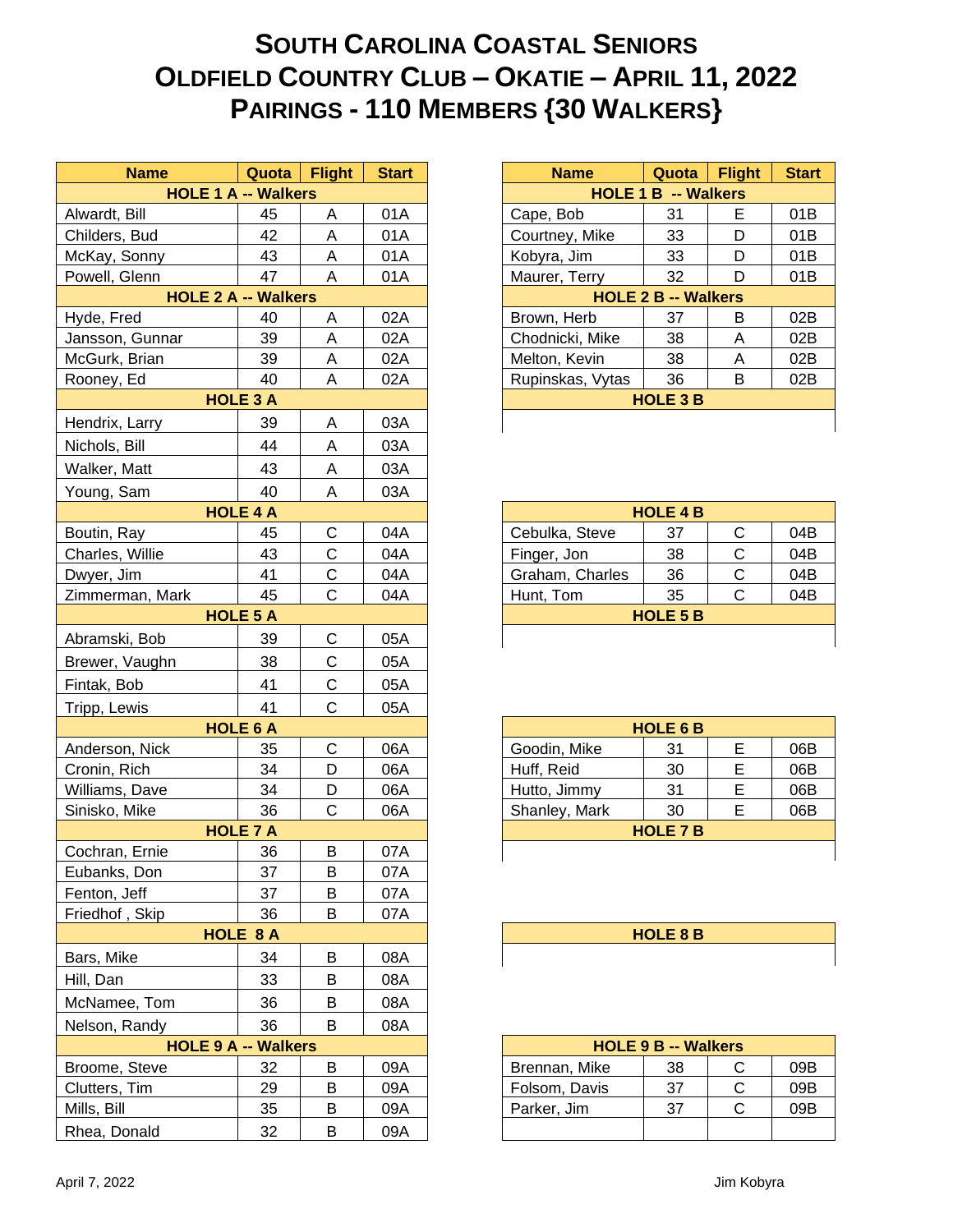# SOUTH CAROLINA COASTAL SENIORS
# OLDFIELD COUNTRY CLUB – OKATIE – APRIL 11, 2022
# PAIRINGS - 110 MEMBERS {30 WALKERS}

| Name | Quota | Flight | Start |
|---|---|---|---|
| **HOLE 1 A -- Walkers** | | | |
| Alwardt, Bill | 45 | A | 01A |
| Childers, Bud | 42 | A | 01A |
| McKay, Sonny | 43 | A | 01A |
| Powell, Glenn | 47 | A | 01A |
| **HOLE 2 A -- Walkers** | | | |
| Hyde, Fred | 40 | A | 02A |
| Jansson, Gunnar | 39 | A | 02A |
| McGurk, Brian | 39 | A | 02A |
| Rooney, Ed | 40 | A | 02A |
| **HOLE 3 A** | | | |
| Hendrix, Larry | 39 | A | 03A |
| Nichols, Bill | 44 | A | 03A |
| Walker, Matt | 43 | A | 03A |
| Young, Sam | 40 | A | 03A |
| **HOLE 4 A** | | | |
| Boutin, Ray | 45 | C | 04A |
| Charles, Willie | 43 | C | 04A |
| Dwyer, Jim | 41 | C | 04A |
| Zimmerman, Mark | 45 | C | 04A |
| **HOLE 5 A** | | | |
| Abramski, Bob | 39 | C | 05A |
| Brewer, Vaughn | 38 | C | 05A |
| Fintak, Bob | 41 | C | 05A |
| Tripp, Lewis | 41 | C | 05A |
| **HOLE 6 A** | | | |
| Anderson, Nick | 35 | C | 06A |
| Cronin, Rich | 34 | D | 06A |
| Williams, Dave | 34 | D | 06A |
| Sinisko, Mike | 36 | C | 06A |
| **HOLE 7 A** | | | |
| Cochran, Ernie | 36 | B | 07A |
| Eubanks, Don | 37 | B | 07A |
| Fenton, Jeff | 37 | B | 07A |
| Friedhof , Skip | 36 | B | 07A |
| **HOLE 8 A** | | | |
| Bars, Mike | 34 | B | 08A |
| Hill, Dan | 33 | B | 08A |
| McNamee, Tom | 36 | B | 08A |
| Nelson, Randy | 36 | B | 08A |
| **HOLE 9 A -- Walkers** | | | |
| Broome, Steve | 32 | B | 09A |
| Clutters, Tim | 29 | B | 09A |
| Mills, Bill | 35 | B | 09A |
| Rhea, Donald | 32 | B | 09A |

| Name | Quota | Flight | Start |
|---|---|---|---|
| **HOLE 1 B -- Walkers** | | | |
| Cape, Bob | 31 | E | 01B |
| Courtney, Mike | 33 | D | 01B |
| Kobyra, Jim | 33 | D | 01B |
| Maurer, Terry | 32 | D | 01B |
| **HOLE 2 B -- Walkers** | | | |
| Brown, Herb | 37 | B | 02B |
| Chodnicki, Mike | 38 | A | 02B |
| Melton, Kevin | 38 | A | 02B |
| Rupinskas, Vytas | 36 | B | 02B |
| **HOLE 3 B** | | | |
| | | | |
| **HOLE 4 B** | | | |
| Cebulka, Steve | 37 | C | 04B |
| Finger, Jon | 38 | C | 04B |
| Graham, Charles | 36 | C | 04B |
| Hunt, Tom | 35 | C | 04B |
| **HOLE 5 B** | | | |
| | | | |
| **HOLE 6 B** | | | |
| Goodin, Mike | 31 | E | 06B |
| Huff, Reid | 30 | E | 06B |
| Hutto, Jimmy | 31 | E | 06B |
| Shanley, Mark | 30 | E | 06B |
| **HOLE 7 B** | | | |
| | | | |
| **HOLE 8 B** | | | |
| | | | |
| **HOLE 9 B -- Walkers** | | | |
| Brennan, Mike | 38 | C | 09B |
| Folsom, Davis | 37 | C | 09B |
| Parker, Jim | 37 | C | 09B |
| | | | |

April 7, 2022

Jim Kobyra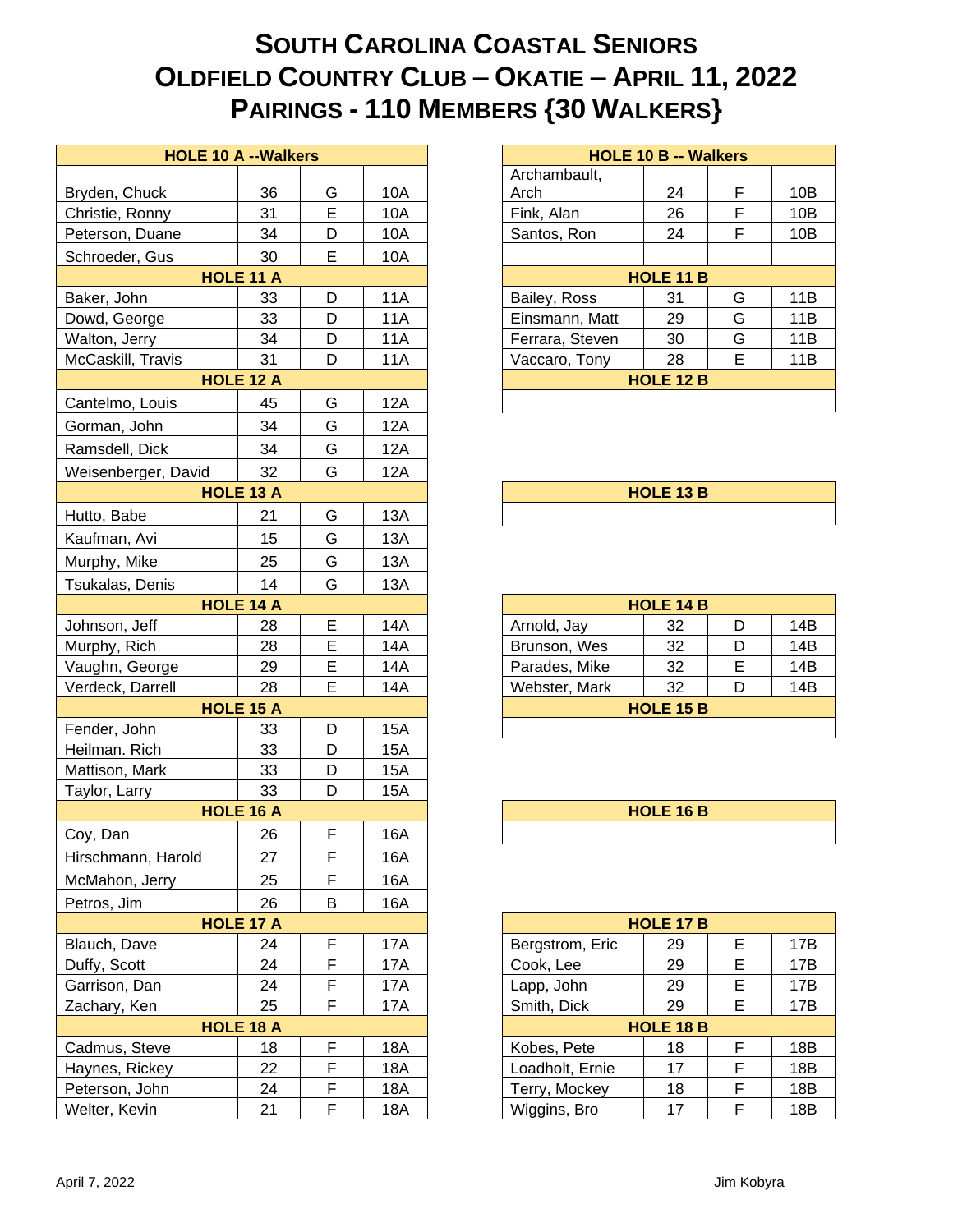# SOUTH CAROLINA COASTAL SENIORS
# OLDFIELD COUNTRY CLUB – OKATIE – APRIL 11, 2022
# PAIRINGS - 110 MEMBERS {30 WALKERS}

| HOLE 10 A --Walkers | | | |
|---|---|---|---|
| Bryden, Chuck | 36 | G | 10A |
| Christie, Ronny | 31 | E | 10A |
| Peterson, Duane | 34 | D | 10A |
| Schroeder, Gus | 30 | E | 10A |
| **HOLE 11 A** | | | |
| Baker, John | 33 | D | 11A |
| Dowd, George | 33 | D | 11A |
| Walton, Jerry | 34 | D | 11A |
| McCaskill, Travis | 31 | D | 11A |
| **HOLE 12 A** | | | |
| Cantelmo, Louis | 45 | G | 12A |
| Gorman, John | 34 | G | 12A |
| Ramsdell, Dick | 34 | G | 12A |
| Weisenberger, David | 32 | G | 12A |
| **HOLE 13 A** | | | |
| Hutto, Babe | 21 | G | 13A |
| Kaufman, Avi | 15 | G | 13A |
| Murphy, Mike | 25 | G | 13A |
| Tsukalas, Denis | 14 | G | 13A |
| **HOLE 14 A** | | | |
| Johnson, Jeff | 28 | E | 14A |
| Murphy, Rich | 28 | E | 14A |
| Vaughn, George | 29 | E | 14A |
| Verdeck, Darrell | 28 | E | 14A |
| **HOLE 15 A** | | | |
| Fender, John | 33 | D | 15A |
| Heilman. Rich | 33 | D | 15A |
| Mattison, Mark | 33 | D | 15A |
| Taylor, Larry | 33 | D | 15A |
| **HOLE 16 A** | | | |
| Coy, Dan | 26 | F | 16A |
| Hirschmann, Harold | 27 | F | 16A |
| McMahon, Jerry | 25 | F | 16A |
| Petros, Jim | 26 | B | 16A |
| **HOLE 17 A** | | | |
| Blauch, Dave | 24 | F | 17A |
| Duffy, Scott | 24 | F | 17A |
| Garrison, Dan | 24 | F | 17A |
| Zachary, Ken | 25 | F | 17A |
| **HOLE 18 A** | | | |
| Cadmus, Steve | 18 | F | 18A |
| Haynes, Rickey | 22 | F | 18A |
| Peterson, John | 24 | F | 18A |
| Welter, Kevin | 21 | F | 18A |

| HOLE 10 B -- Walkers | | | |
|---|---|---|---|
| Archambault, Arch | 24 | F | 10B |
| Fink, Alan | 26 | F | 10B |
| Santos, Ron | 24 | F | 10B |
| **HOLE 11 B** | | | |
| Bailey, Ross | 31 | G | 11B |
| Einsmann, Matt | 29 | G | 11B |
| Ferrara, Steven | 30 | G | 11B |
| Vaccaro, Tony | 28 | E | 11B |
| **HOLE 12 B** | | | |
| **HOLE 13 B** | | | |
| **HOLE 14 B** | | | |
| Arnold, Jay | 32 | D | 14B |
| Brunson, Wes | 32 | D | 14B |
| Parades, Mike | 32 | E | 14B |
| Webster, Mark | 32 | D | 14B |
| **HOLE 15 B** | | | |
| **HOLE 16 B** | | | |
| **HOLE 17 B** | | | |
| Bergstrom, Eric | 29 | E | 17B |
| Cook, Lee | 29 | E | 17B |
| Lapp, John | 29 | E | 17B |
| Smith, Dick | 29 | E | 17B |
| **HOLE 18 B** | | | |
| Kobes, Pete | 18 | F | 18B |
| Loadholt, Ernie | 17 | F | 18B |
| Terry, Mockey | 18 | F | 18B |
| Wiggins, Bro | 17 | F | 18B |

April 7, 2022

Jim Kobyra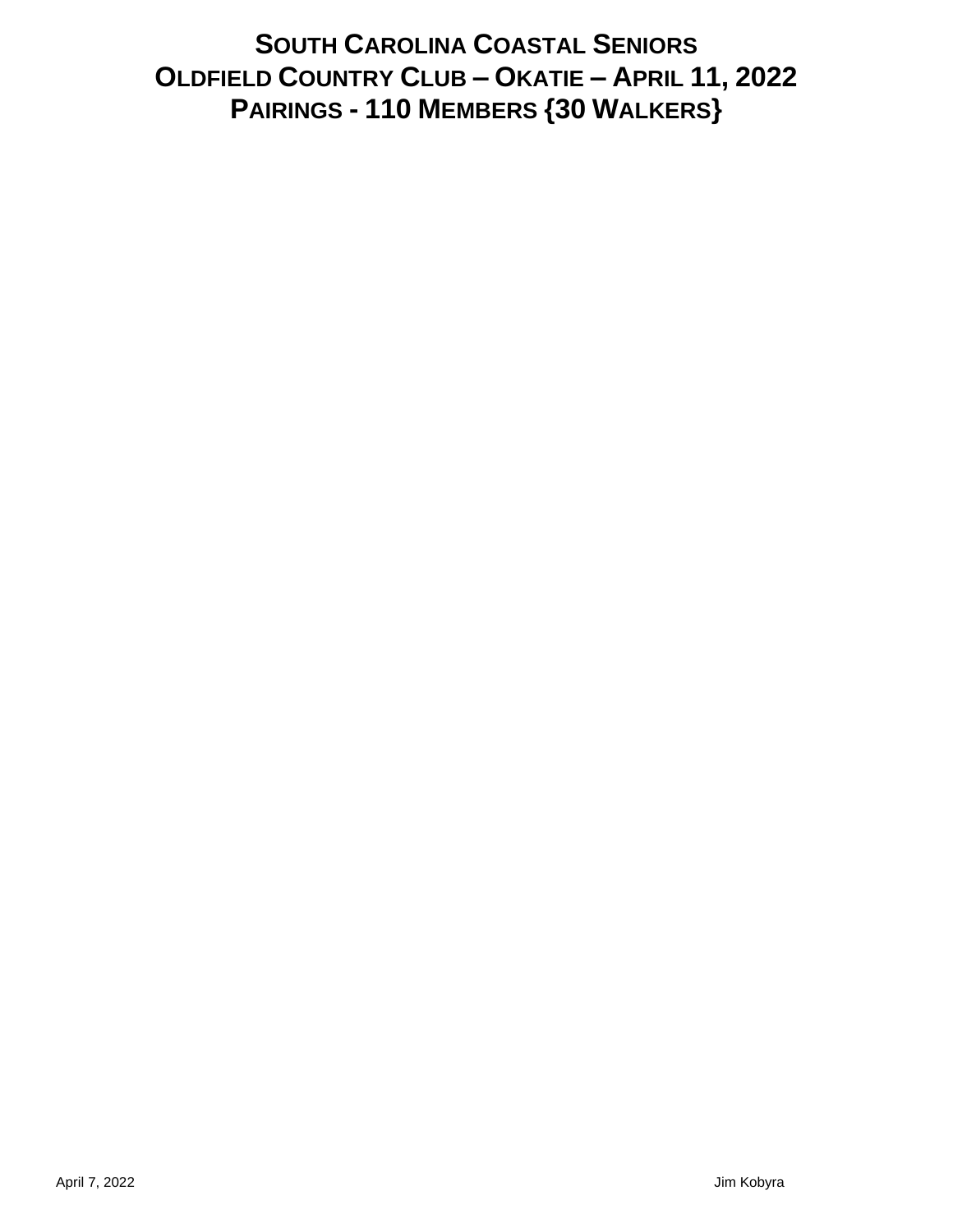# SOUTH CAROLINA COASTAL SENIORS
# OLDFIELD COUNTRY CLUB – OKATIE – APRIL 11, 2022
# PAIRINGS - 110 MEMBERS {30 WALKERS}